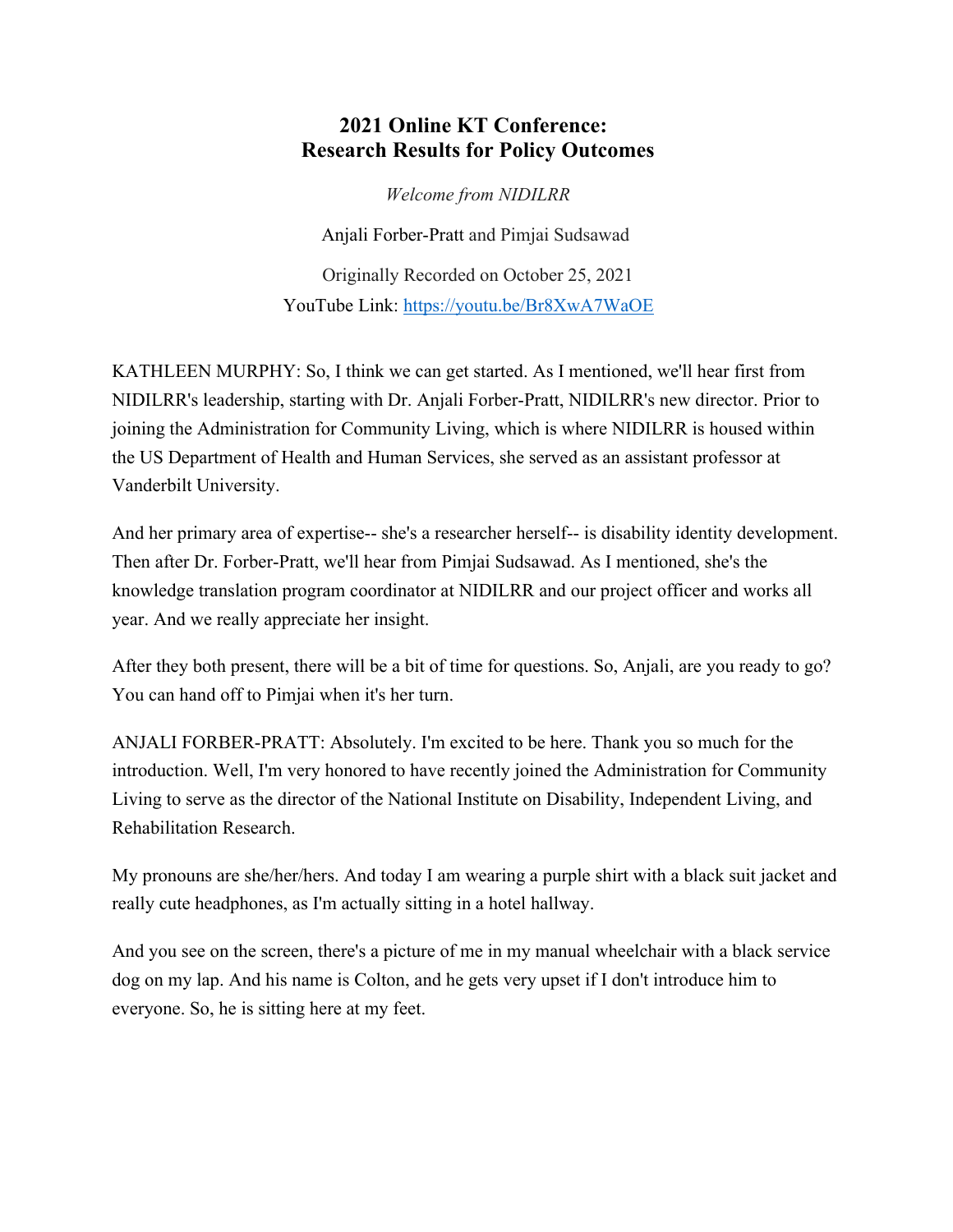# 2021 Online KT Conference: Research Results for Policy Outcomes

*Welcome from NIDILRR*

Anjali Forber-Pratt and Pimjai Sudsawad

Originally Recorded on October 25, 2021
YouTube Link: https://youtu.be/Br8XwA7WaOE

KATHLEEN MURPHY: So, I think we can get started. As I mentioned, we'll hear first from NIDILRR's leadership, starting with Dr. Anjali Forber-Pratt, NIDILRR's new director. Prior to joining the Administration for Community Living, which is where NIDILRR is housed within the US Department of Health and Human Services, she served as an assistant professor at Vanderbilt University.

And her primary area of expertise-- she's a researcher herself-- is disability identity development. Then after Dr. Forber-Pratt, we'll hear from Pimjai Sudsawad. As I mentioned, she's the knowledge translation program coordinator at NIDILRR and our project officer and works all year. And we really appreciate her insight.

After they both present, there will be a bit of time for questions. So, Anjali, are you ready to go? You can hand off to Pimjai when it's her turn.

ANJALI FORBER-PRATT: Absolutely. I'm excited to be here. Thank you so much for the introduction. Well, I'm very honored to have recently joined the Administration for Community Living to serve as the director of the National Institute on Disability, Independent Living, and Rehabilitation Research.

My pronouns are she/her/hers. And today I am wearing a purple shirt with a black suit jacket and really cute headphones, as I'm actually sitting in a hotel hallway.

And you see on the screen, there's a picture of me in my manual wheelchair with a black service dog on my lap. And his name is Colton, and he gets very upset if I don't introduce him to everyone. So, he is sitting here at my feet.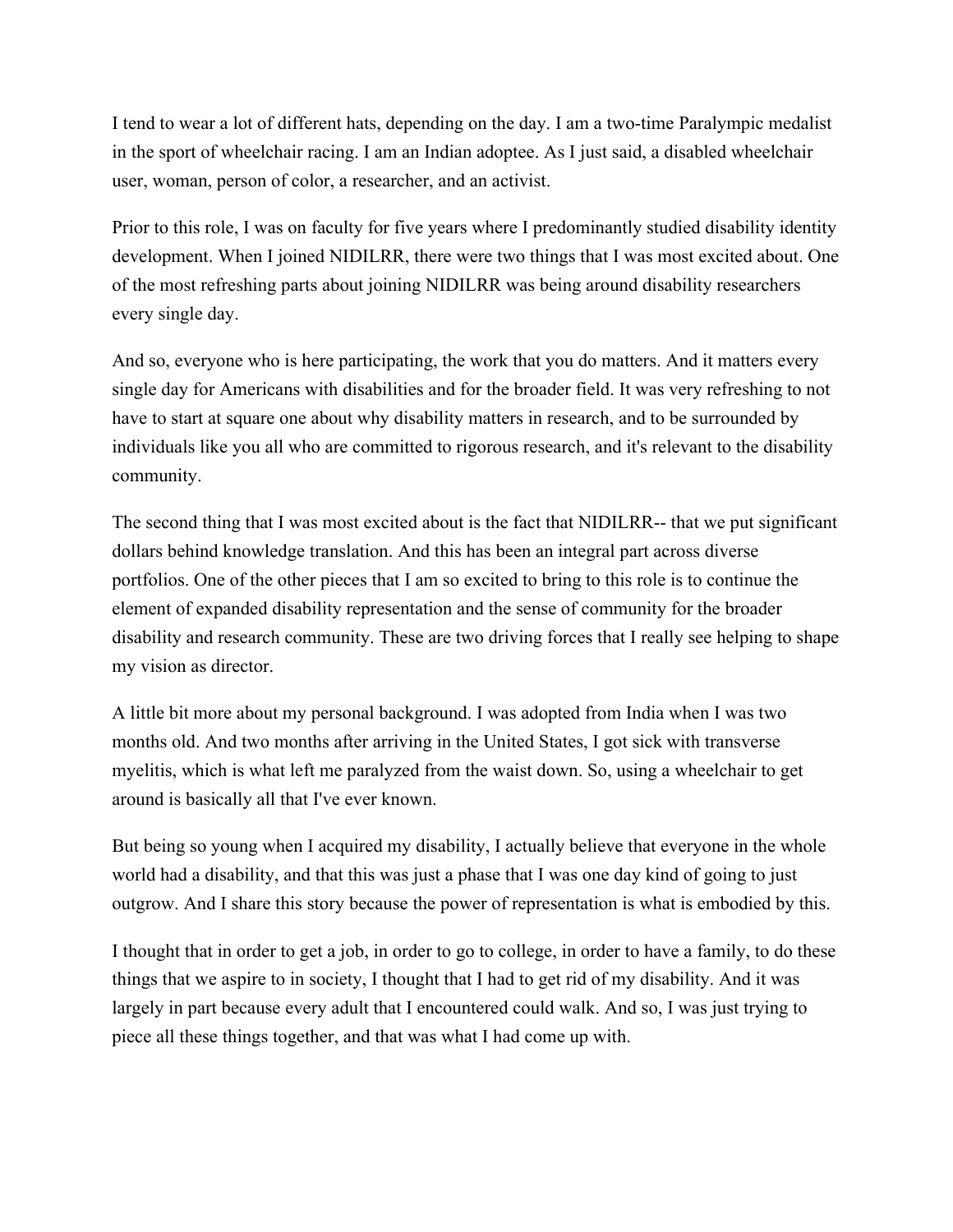I tend to wear a lot of different hats, depending on the day. I am a two-time Paralympic medalist in the sport of wheelchair racing. I am an Indian adoptee. As I just said, a disabled wheelchair user, woman, person of color, a researcher, and an activist.

Prior to this role, I was on faculty for five years where I predominantly studied disability identity development. When I joined NIDILRR, there were two things that I was most excited about. One of the most refreshing parts about joining NIDILRR was being around disability researchers every single day.

And so, everyone who is here participating, the work that you do matters. And it matters every single day for Americans with disabilities and for the broader field. It was very refreshing to not have to start at square one about why disability matters in research, and to be surrounded by individuals like you all who are committed to rigorous research, and it's relevant to the disability community.

The second thing that I was most excited about is the fact that NIDILRR-- that we put significant dollars behind knowledge translation. And this has been an integral part across diverse portfolios. One of the other pieces that I am so excited to bring to this role is to continue the element of expanded disability representation and the sense of community for the broader disability and research community. These are two driving forces that I really see helping to shape my vision as director.

A little bit more about my personal background. I was adopted from India when I was two months old. And two months after arriving in the United States, I got sick with transverse myelitis, which is what left me paralyzed from the waist down. So, using a wheelchair to get around is basically all that I've ever known.

But being so young when I acquired my disability, I actually believe that everyone in the whole world had a disability, and that this was just a phase that I was one day kind of going to just outgrow. And I share this story because the power of representation is what is embodied by this.

I thought that in order to get a job, in order to go to college, in order to have a family, to do these things that we aspire to in society, I thought that I had to get rid of my disability. And it was largely in part because every adult that I encountered could walk. And so, I was just trying to piece all these things together, and that was what I had come up with.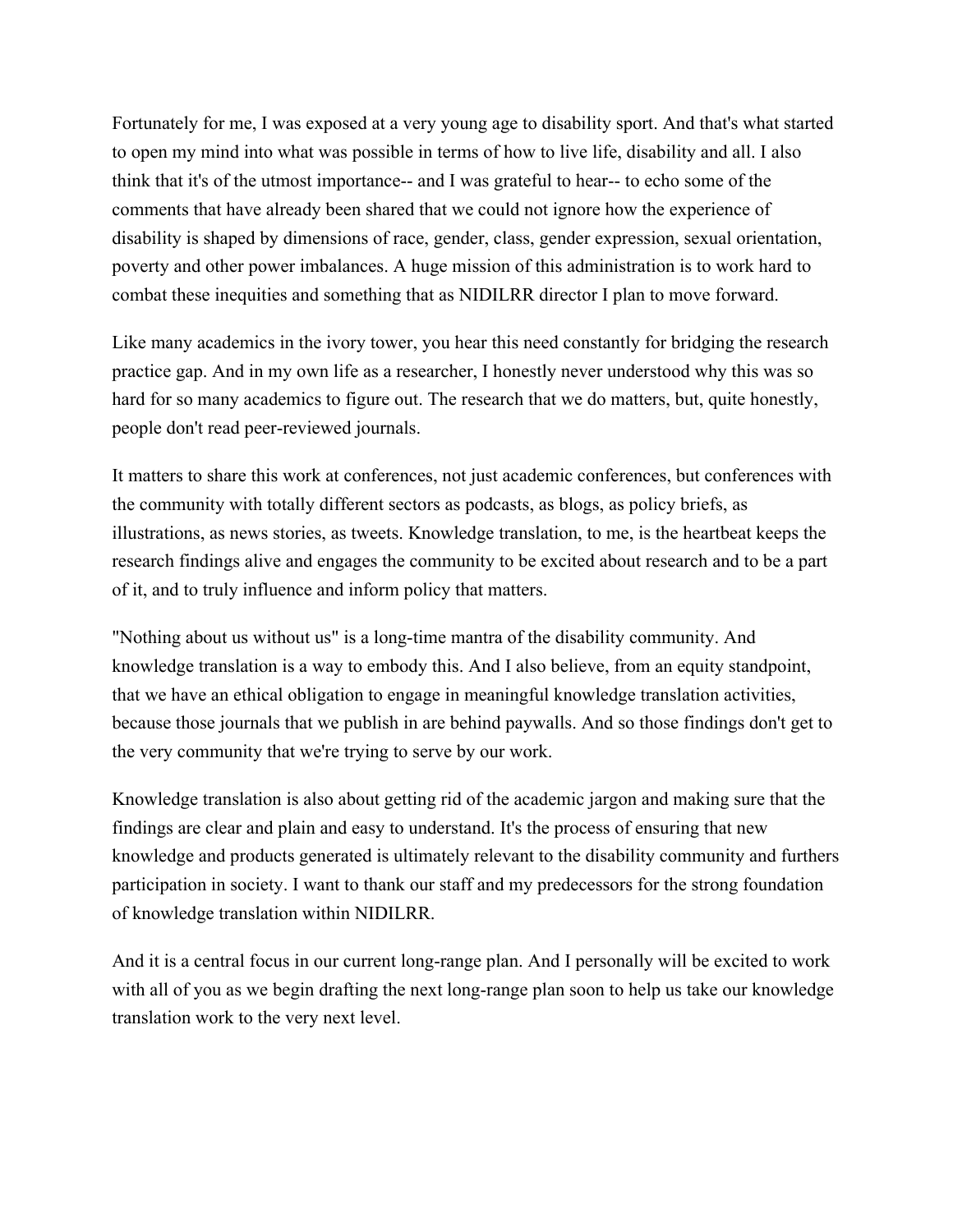Fortunately for me, I was exposed at a very young age to disability sport. And that's what started to open my mind into what was possible in terms of how to live life, disability and all. I also think that it's of the utmost importance-- and I was grateful to hear-- to echo some of the comments that have already been shared that we could not ignore how the experience of disability is shaped by dimensions of race, gender, class, gender expression, sexual orientation, poverty and other power imbalances. A huge mission of this administration is to work hard to combat these inequities and something that as NIDILRR director I plan to move forward.

Like many academics in the ivory tower, you hear this need constantly for bridging the research practice gap. And in my own life as a researcher, I honestly never understood why this was so hard for so many academics to figure out. The research that we do matters, but, quite honestly, people don't read peer-reviewed journals.

It matters to share this work at conferences, not just academic conferences, but conferences with the community with totally different sectors as podcasts, as blogs, as policy briefs, as illustrations, as news stories, as tweets. Knowledge translation, to me, is the heartbeat keeps the research findings alive and engages the community to be excited about research and to be a part of it, and to truly influence and inform policy that matters.

"Nothing about us without us" is a long-time mantra of the disability community. And knowledge translation is a way to embody this. And I also believe, from an equity standpoint, that we have an ethical obligation to engage in meaningful knowledge translation activities, because those journals that we publish in are behind paywalls. And so those findings don't get to the very community that we're trying to serve by our work.

Knowledge translation is also about getting rid of the academic jargon and making sure that the findings are clear and plain and easy to understand. It's the process of ensuring that new knowledge and products generated is ultimately relevant to the disability community and furthers participation in society. I want to thank our staff and my predecessors for the strong foundation of knowledge translation within NIDILRR.

And it is a central focus in our current long-range plan. And I personally will be excited to work with all of you as we begin drafting the next long-range plan soon to help us take our knowledge translation work to the very next level.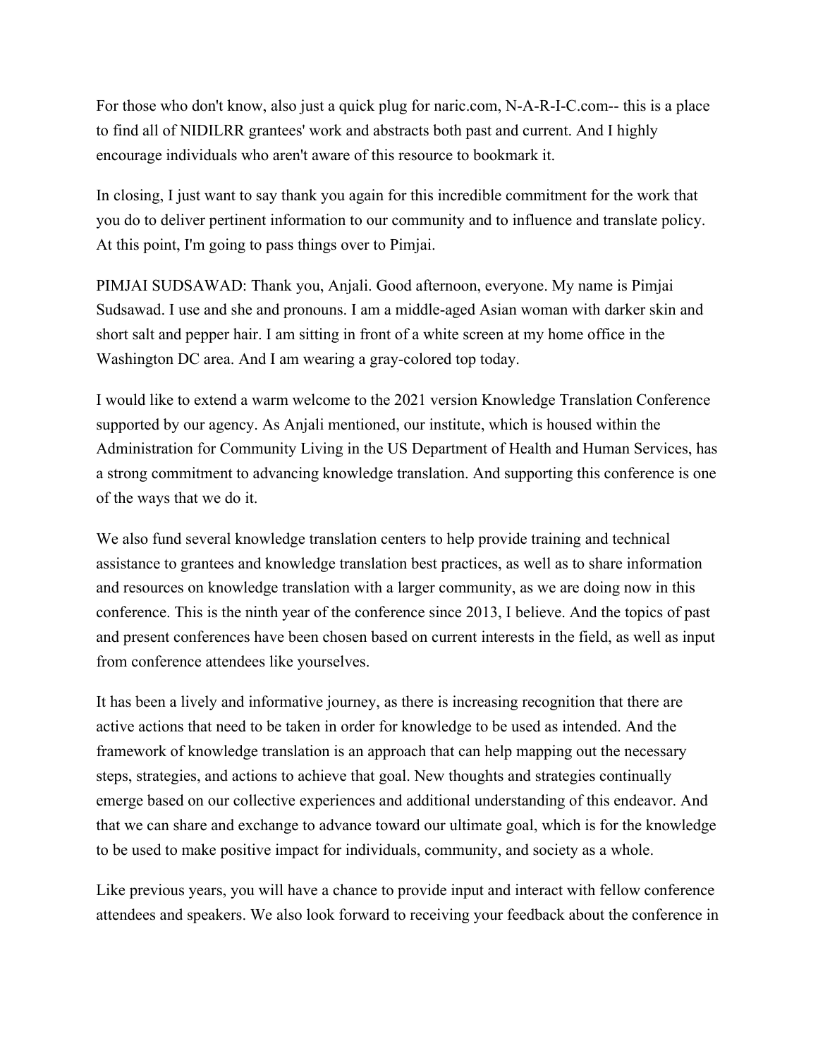For those who don't know, also just a quick plug for naric.com, N-A-R-I-C.com-- this is a place to find all of NIDILRR grantees' work and abstracts both past and current. And I highly encourage individuals who aren't aware of this resource to bookmark it.

In closing, I just want to say thank you again for this incredible commitment for the work that you do to deliver pertinent information to our community and to influence and translate policy. At this point, I'm going to pass things over to Pimjai.

PIMJAI SUDSAWAD: Thank you, Anjali. Good afternoon, everyone. My name is Pimjai Sudsawad. I use and she and pronouns. I am a middle-aged Asian woman with darker skin and short salt and pepper hair. I am sitting in front of a white screen at my home office in the Washington DC area. And I am wearing a gray-colored top today.

I would like to extend a warm welcome to the 2021 version Knowledge Translation Conference supported by our agency. As Anjali mentioned, our institute, which is housed within the Administration for Community Living in the US Department of Health and Human Services, has a strong commitment to advancing knowledge translation. And supporting this conference is one of the ways that we do it.

We also fund several knowledge translation centers to help provide training and technical assistance to grantees and knowledge translation best practices, as well as to share information and resources on knowledge translation with a larger community, as we are doing now in this conference. This is the ninth year of the conference since 2013, I believe. And the topics of past and present conferences have been chosen based on current interests in the field, as well as input from conference attendees like yourselves.

It has been a lively and informative journey, as there is increasing recognition that there are active actions that need to be taken in order for knowledge to be used as intended. And the framework of knowledge translation is an approach that can help mapping out the necessary steps, strategies, and actions to achieve that goal. New thoughts and strategies continually emerge based on our collective experiences and additional understanding of this endeavor. And that we can share and exchange to advance toward our ultimate goal, which is for the knowledge to be used to make positive impact for individuals, community, and society as a whole.

Like previous years, you will have a chance to provide input and interact with fellow conference attendees and speakers. We also look forward to receiving your feedback about the conference in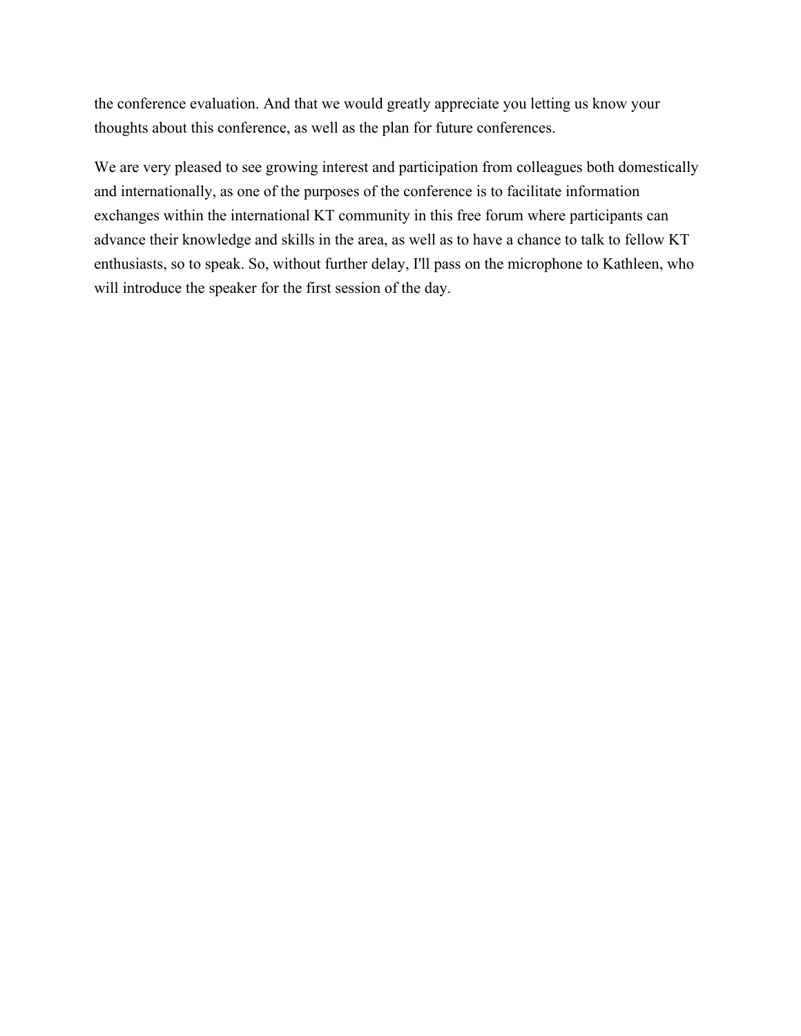the conference evaluation. And that we would greatly appreciate you letting us know your thoughts about this conference, as well as the plan for future conferences.

We are very pleased to see growing interest and participation from colleagues both domestically and internationally, as one of the purposes of the conference is to facilitate information exchanges within the international KT community in this free forum where participants can advance their knowledge and skills in the area, as well as to have a chance to talk to fellow KT enthusiasts, so to speak. So, without further delay, I'll pass on the microphone to Kathleen, who will introduce the speaker for the first session of the day.